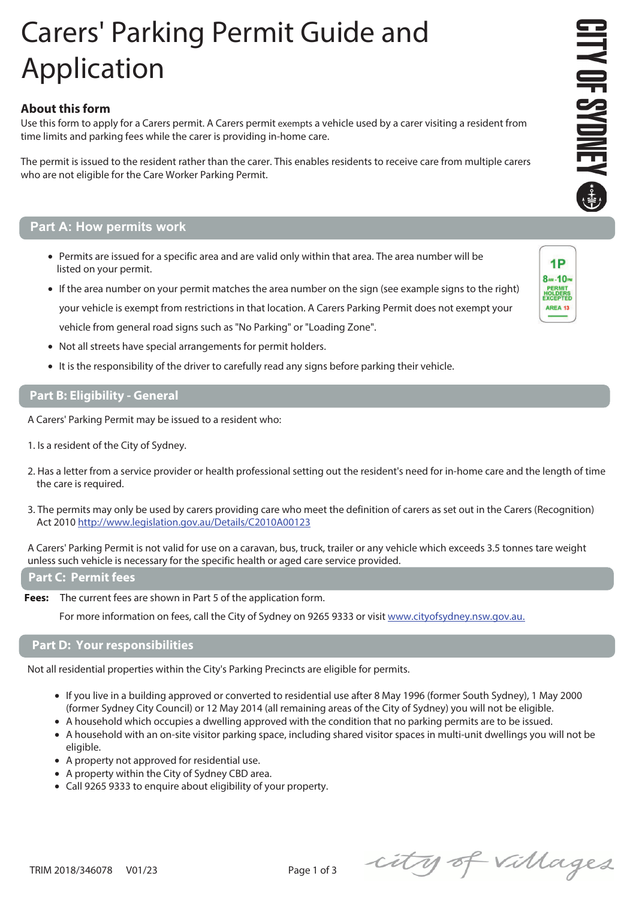# Carers' Parking Permit Guide and Application

### About this form

Use this form to apply for a Carers permit. A Carers permit exempts a vehicle used by a carer visiting a resident from time limits and parking fees while the carer is providing in-home care.

The permit is issued to the resident rather than the carer. This enables residents to receive care from multiple carers who are not eligible for the Care Worker Parking Permit.

## Part A: How permits work

- Permits are issued for a specific area and are valid only within that area. The area number will be listed on your permit.
- If the area number on your permit matches the area number on the sign (see example signs to the right) your vehicle is exempt from restrictions in that location. A Carers Parking Permit does not exempt your vehicle from general road signs such as "No Parking" or "Loading Zone".
- Not all streets have special arrangements for permit holders.
- It is the responsibility of the driver to carefully read any signs before parking their vehicle.

## Part B: Eligibility - General

A Carers' Parking Permit may be issued to a resident who:

1. Is a resident of the City of Sydney.
2. Has a letter from a service provider or health professional setting out the resident's need for in-home care and the length of time the care is required.
3. The permits may only be used by carers providing care who meet the definition of carers as set out in the Carers (Recognition) Act 2010 http://www.legislation.gov.au/Details/C2010A00123

A Carers' Parking Permit is not valid for use on a caravan, bus, truck, trailer or any vehicle which exceeds 3.5 tonnes tare weight unless such vehicle is necessary for the specific health or aged care service provided.

## Part C: Permit fees

**Fees:** The current fees are shown in Part 5 of the application form.

For more information on fees, call the City of Sydney on 9265 9333 or visit www.cityofsydney.nsw.gov.au.

## Part D: Your responsibilities

Not all residential properties within the City's Parking Precincts are eligible for permits.

- If you live in a building approved or converted to residential use after 8 May 1996 (former South Sydney), 1 May 2000 (former Sydney City Council) or 12 May 2014 (all remaining areas of the City of Sydney) you will not be eligible.
- A household which occupies a dwelling approved with the condition that no parking permits are to be issued.
- A household with an on-site visitor parking space, including shared visitor spaces in multi-unit dwellings you will not be eligible.
- A property not approved for residential use.
- A property within the City of Sydney CBD area.
- Call 9265 9333 to enquire about eligibility of your property.

TRIM 2018/346078 V01/23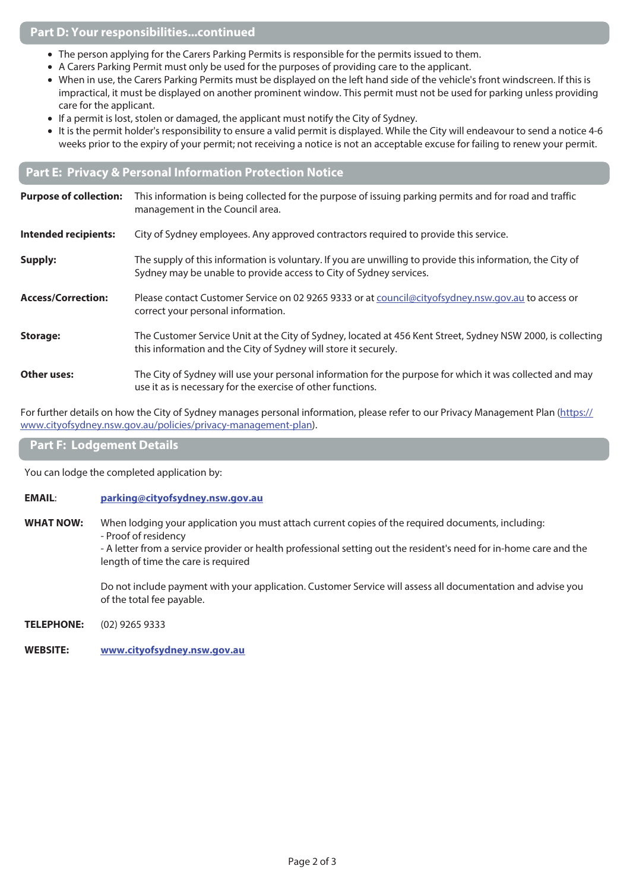## Part D: Your responsibilities...continued

- The person applying for the Carers Parking Permits is responsible for the permits issued to them.
- A Carers Parking Permit must only be used for the purposes of providing care to the applicant.
- When in use, the Carers Parking Permits must be displayed on the left hand side of the vehicle's front windscreen. If this is impractical, it must be displayed on another prominent window. This permit must not be used for parking unless providing care for the applicant.
- If a permit is lost, stolen or damaged, the applicant must notify the City of Sydney.
- It is the permit holder's responsibility to ensure a valid permit is displayed. While the City will endeavour to send a notice 4-6 weeks prior to the expiry of your permit; not receiving a notice is not an acceptable excuse for failing to renew your permit.

## Part E: Privacy & Personal Information Protection Notice

**Purpose of collection:** This information is being collected for the purpose of issuing parking permits and for road and traffic management in the Council area.

**Intended recipients:** City of Sydney employees. Any approved contractors required to provide this service.

**Supply:** The supply of this information is voluntary. If you are unwilling to provide this information, the City of Sydney may be unable to provide access to City of Sydney services.

**Access/Correction:** Please contact Customer Service on 02 9265 9333 or at council@cityofsydney.nsw.gov.au to access or correct your personal information.

**Storage:** The Customer Service Unit at the City of Sydney, located at 456 Kent Street, Sydney NSW 2000, is collecting this information and the City of Sydney will store it securely.

**Other uses:** The City of Sydney will use your personal information for the purpose for which it was collected and may use it as is necessary for the exercise of other functions.

For further details on how the City of Sydney manages personal information, please refer to our Privacy Management Plan (https://www.cityofsydney.nsw.gov.au/policies/privacy-management-plan).

## Part F: Lodgement Details

You can lodge the completed application by:

**EMAIL**: **parking@cityofsydney.nsw.gov.au**

**WHAT NOW:** When lodging your application you must attach current copies of the required documents, including:
- Proof of residency
- A letter from a service provider or health professional setting out the resident's need for in-home care and the length of time the care is required

Do not include payment with your application. Customer Service will assess all documentation and advise you of the total fee payable.

**TELEPHONE:** (02) 9265 9333

**WEBSITE:** **www.cityofsydney.nsw.gov.au**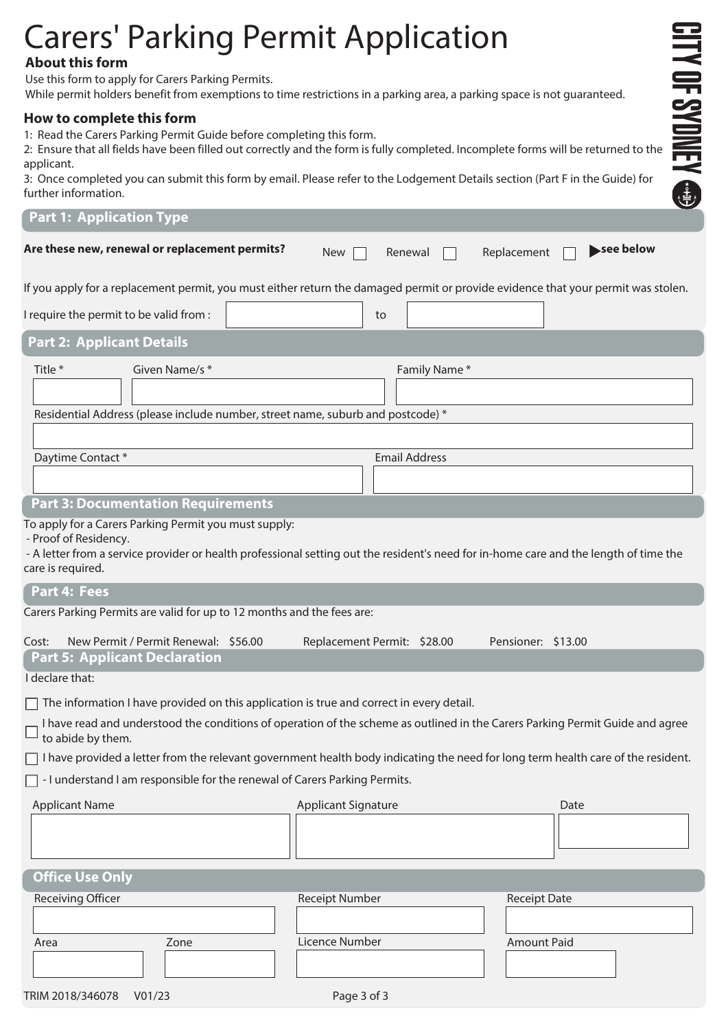# Carers' Parking Permit Application

CITY OF SYDNEY

### About this form

Use this form to apply for Carers Parking Permits.
While permit holders benefit from exemptions to time restrictions in a parking area, a parking space is not guaranteed.

### How to complete this form

1: Read the Carers Parking Permit Guide before completing this form.
2: Ensure that all fields have been filled out correctly and the form is fully completed. Incomplete forms will be returned to the applicant.
3: Once completed you can submit this form by email. Please refer to the Lodgement Details section (Part F in the Guide) for further information.

## Part 1: Application Type

**Are these new, renewal or replacement permits?** New ☐ Renewal ☐ Replacement ☐ ▶**see below**

If you apply for a replacement permit, you must either return the damaged permit or provide evidence that your permit was stolen.

I require the permit to be valid from : ____________ to ____________

## Part 2: Applicant Details

| Title * | Given Name/s * | Family Name * |
|---|---|---|
| | | |

Residential Address (please include number, street name, suburb and postcode) *

| Daytime Contact * | Email Address |
|---|---|
| | |

## Part 3: Documentation Requirements

To apply for a Carers Parking Permit you must supply:
- Proof of Residency.
- A letter from a service provider or health professional setting out the resident's need for in-home care and the length of time the care is required.

## Part 4: Fees

Carers Parking Permits are valid for up to 12 months and the fees are:

Cost: New Permit / Permit Renewal: $56.00 Replacement Permit: $28.00 Pensioner: $13.00

## Part 5: Applicant Declaration

I declare that:

- ☐ The information I have provided on this application is true and correct in every detail.
- ☐ I have read and understood the conditions of operation of the scheme as outlined in the Carers Parking Permit Guide and agree to abide by them.
- ☐ I have provided a letter from the relevant government health body indicating the need for long term health care of the resident.
- ☐ - I understand I am responsible for the renewal of Carers Parking Permits.

| Applicant Name | Applicant Signature | Date |
|---|---|---|
| | | |

## Office Use Only

| Receiving Officer | Receipt Number | Receipt Date |
|---|---|---|
| | | |

| Area | Zone | Licence Number | Amount Paid |
|---|---|---|---|
| | | | |

TRIM 2018/346078 V01/23